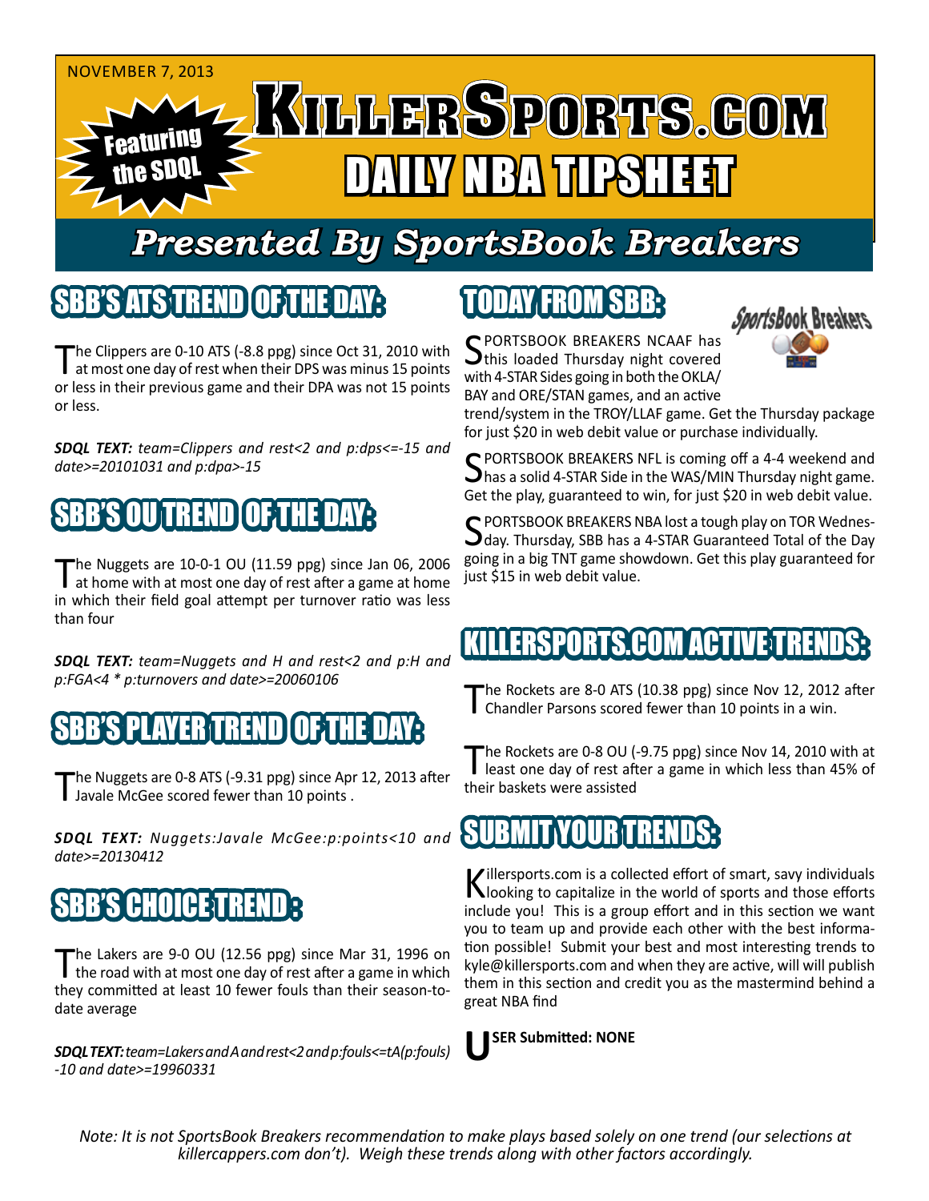NOVEMBER 7, 2013

# KILLERSPORTS.COM DAILY NBA TIPSHEET

Featuring the SDQL

## Presented By SportsBook Breakers

## SBB'S ATS TREND OF THE DAY:

The Clippers are 0-10 ATS (-8.8 ppg) since Oct 31, 2010 with at most one day of rest when their DPS was minus 15 points or less in their previous game and their DPA was not 15 points or less.

***SDQL TEXT:*** *team=Clippers and rest<2 and p:dps<=-15 and date>=20101031 and p:dpa>-15*

## SBB'S OU TREND OF THE DAY:

The Nuggets are 10-0-1 OU (11.59 ppg) since Jan 06, 2006 at home with at most one day of rest after a game at home in which their field goal attempt per turnover ratio was less than four

***SDQL TEXT:*** *team=Nuggets and H and rest<2 and p:H and p:FGA<4 * p:turnovers and date>=20060106*

## SBB'S PLAYER TREND OF THE DAY:

The Nuggets are 0-8 ATS (-9.31 ppg) since Apr 12, 2013 after Javale McGee scored fewer than 10 points .

***SDQL TEXT:*** *Nuggets:Javale McGee:p:points<10 and date>=20130412*

## SBB'S CHOICE TREND :

The Lakers are 9-0 OU (12.56 ppg) since Mar 31, 1996 on the road with at most one day of rest after a game in which they committed at least 10 fewer fouls than their season-to-date average

***SDQL TEXT:*** *team=Lakers and A and rest<2 and p:fouls<=tA(p:fouls) -10 and date>=19960331*

## TODAY FROM SBB:

SPORTSBOOK BREAKERS NCAAF has this loaded Thursday night covered with 4-STAR Sides going in both the OKLA/BAY and ORE/STAN games, and an active trend/system in the TROY/LLAF game. Get the Thursday package for just $20 in web debit value or purchase individually.

SPORTSBOOK BREAKERS NFL is coming off a 4-4 weekend and has a solid 4-STAR Side in the WAS/MIN Thursday night game. Get the play, guaranteed to win, for just $20 in web debit value.

SPORTSBOOK BREAKERS NBA lost a tough play on TOR Wednesday. Thursday, SBB has a 4-STAR Guaranteed Total of the Day going in a big TNT game showdown. Get this play guaranteed for just $15 in web debit value.

## KILLERSPORTS.COM ACTIVE TRENDS:

The Rockets are 8-0 ATS (10.38 ppg) since Nov 12, 2012 after Chandler Parsons scored fewer than 10 points in a win.

The Rockets are 0-8 OU (-9.75 ppg) since Nov 14, 2010 with at least one day of rest after a game in which less than 45% of their baskets were assisted

## SUBMIT YOUR TRENDS:

Killersports.com is a collected effort of smart, savy individuals looking to capitalize in the world of sports and those efforts include you! This is a group effort and in this section we want you to team up and provide each other with the best information possible! Submit your best and most interesting trends to kyle@killersports.com and when they are active, will will publish them in this section and credit you as the mastermind behind a great NBA find

**USER Submitted: NONE**

*Note: It is not SportsBook Breakers recommendation to make plays based solely on one trend (our selections at killercappers.com don't). Weigh these trends along with other factors accordingly.*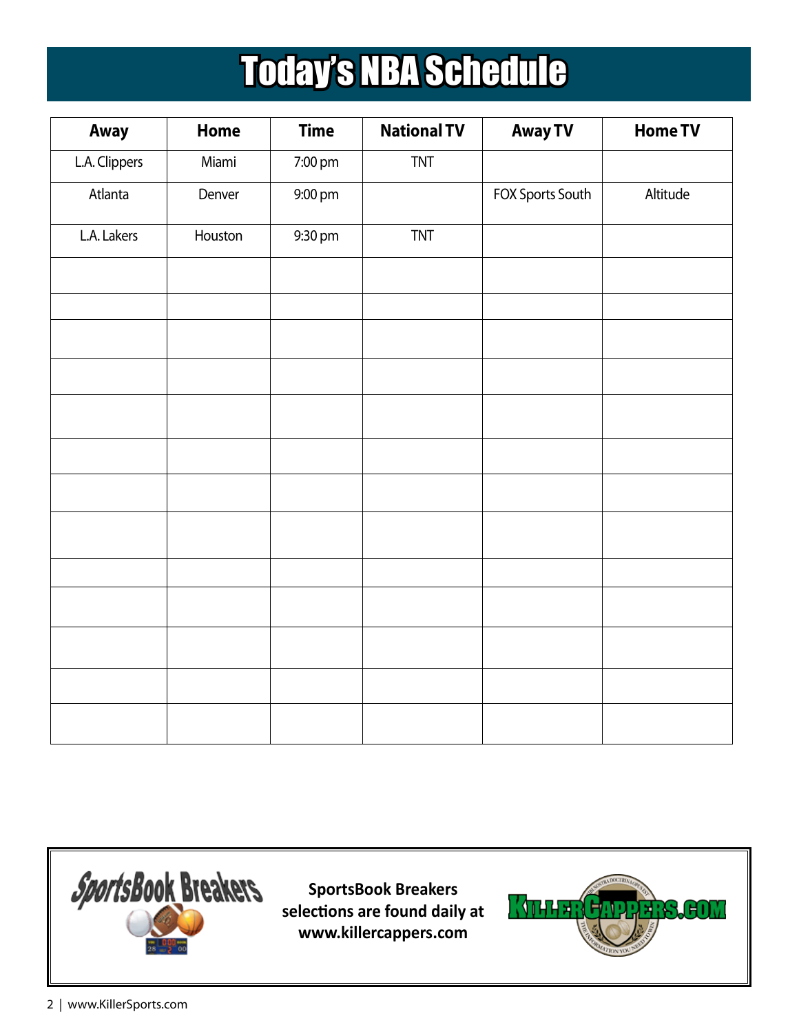# Today's NBA Schedule

| Away | Home | Time | National TV | Away TV | Home TV |
|---|---|---|---|---|---|
| L.A. Clippers | Miami | 7:00 pm | TNT | | |
| Atlanta | Denver | 9:00 pm | | FOX Sports South | Altitude |
| L.A. Lakers | Houston | 9:30 pm | TNT | | |
| | | | | | |
| | | | | | |
| | | | | | |
| | | | | | |
| | | | | | |
| | | | | | |
| | | | | | |
| | | | | | |
| | | | | | |
| | | | | | |
| | | | | | |
| | | | | | |
| | | | | | |

**SportsBook Breakers selections are found daily at www.killercappers.com**

www.KillerSports.com